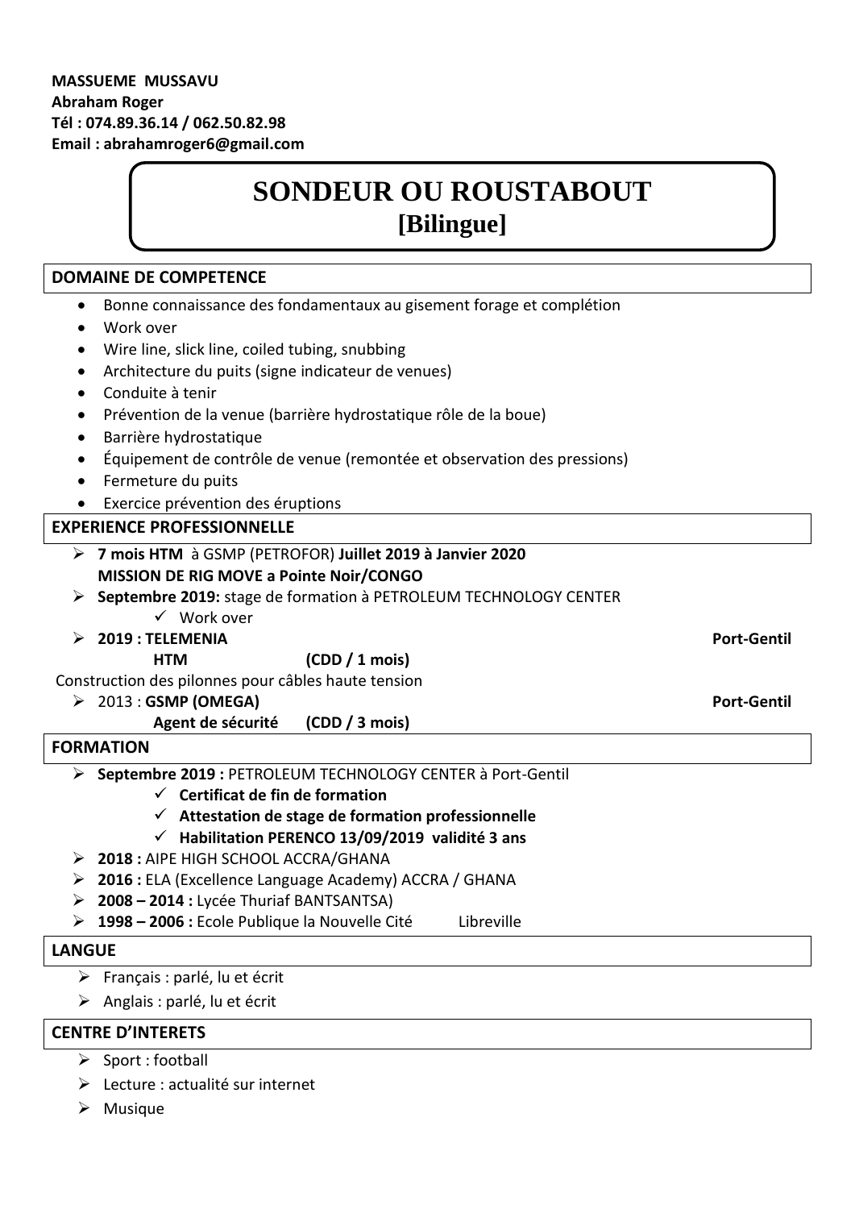**MASSUEME MUSSAVU**
**Abraham Roger**
**Tél : 074.89.36.14 / 062.50.82.98**
**Email : abrahamroger6@gmail.com**

# SONDEUR OU ROUSTABOUT
## [Bilingue]

## DOMAINE DE COMPETENCE

- Bonne connaissance des fondamentaux au gisement forage et complétion
- Work over
- Wire line, slick line, coiled tubing, snubbing
- Architecture du puits (signe indicateur de venues)
- Conduite à tenir
- Prévention de la venue (barrière hydrostatique rôle de la boue)
- Barrière hydrostatique
- Équipement de contrôle de venue (remontée et observation des pressions)
- Fermeture du puits
- Exercice prévention des éruptions

## EXPERIENCE PROFESSIONNELLE

- **7 mois HTM** à GSMP (PETROFOR) **Juillet 2019 à Janvier 2020**
  **MISSION DE RIG MOVE a Pointe Noir/CONGO**
- **Septembre 2019:** stage de formation à PETROLEUM TECHNOLOGY CENTER
  - ✓ Work over
- **2019 : TELEMENIA** — **Port-Gentil**
  **HTM (CDD / 1 mois)**

Construction des pilonnes pour câbles haute tension

- 2013 : **GSMP (OMEGA)** — **Port-Gentil**
  **Agent de sécurité (CDD / 3 mois)**

## FORMATION

- **Septembre 2019 :** PETROLEUM TECHNOLOGY CENTER à Port-Gentil
  - ✓ **Certificat de fin de formation**
  - ✓ **Attestation de stage de formation professionnelle**
  - ✓ **Habilitation PERENCO 13/09/2019 validité 3 ans**
- **2018 :** AIPE HIGH SCHOOL ACCRA/GHANA
- **2016 :** ELA (Excellence Language Academy) ACCRA / GHANA
- **2008 – 2014 :** Lycée Thuriaf BANTSANTSA)
- **1998 – 2006 :** Ecole Publique la Nouvelle Cité Libreville

## LANGUE

- Français : parlé, lu et écrit
- Anglais : parlé, lu et écrit

## CENTRE D'INTERETS

- Sport : football
- Lecture : actualité sur internet
- Musique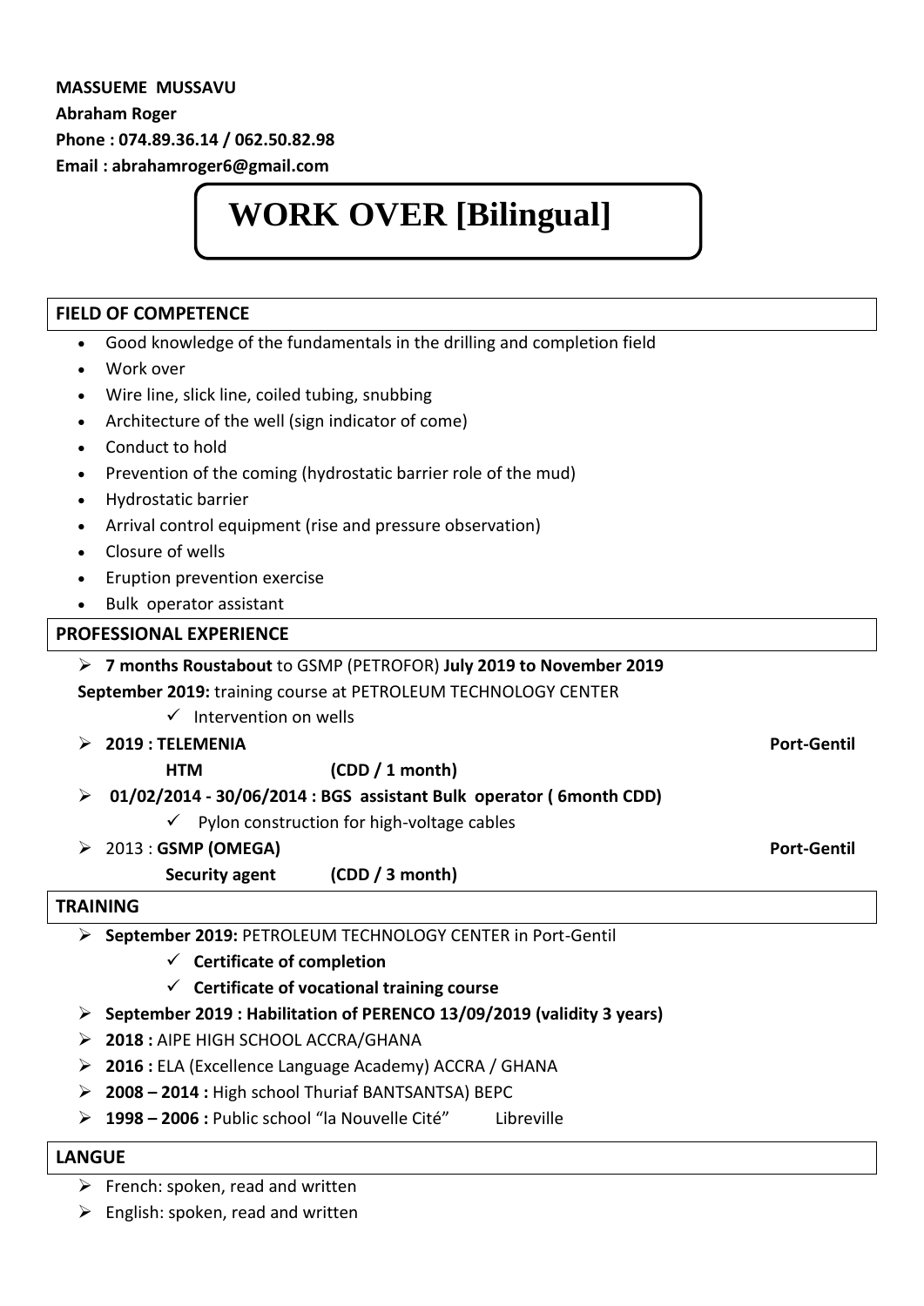**MASSUEME MUSSAVU**

**Abraham Roger**

**Phone : 074.89.36.14 / 062.50.82.98**

**Email : abrahamroger6@gmail.com**

# WORK OVER [Bilingual]

## FIELD OF COMPETENCE

- Good knowledge of the fundamentals in the drilling and completion field
- Work over
- Wire line, slick line, coiled tubing, snubbing
- Architecture of the well (sign indicator of come)
- Conduct to hold
- Prevention of the coming (hydrostatic barrier role of the mud)
- Hydrostatic barrier
- Arrival control equipment (rise and pressure observation)
- Closure of wells
- Eruption prevention exercise
- Bulk operator assistant

## PROFESSIONAL EXPERIENCE

- **7 months Roustabout** to GSMP (PETROFOR) **July 2019 to November 2019**

  **September 2019:** training course at PETROLEUM TECHNOLOGY CENTER
  - ✓ Intervention on wells
- **2019 : TELEMENIA** **Port-Gentil**

  **HTM (CDD / 1 month)**
- **01/02/2014 - 30/06/2014 : BGS assistant Bulk operator ( 6month CDD)**
  - ✓ Pylon construction for high-voltage cables
- 2013 : **GSMP (OMEGA)** **Port-Gentil**

  **Security agent (CDD / 3 month)**

## TRAINING

- **September 2019:** PETROLEUM TECHNOLOGY CENTER in Port-Gentil
  - ✓ **Certificate of completion**
  - ✓ **Certificate of vocational training course**
- **September 2019 : Habilitation of PERENCO 13/09/2019 (validity 3 years)**
- **2018 :** AIPE HIGH SCHOOL ACCRA/GHANA
- **2016 :** ELA (Excellence Language Academy) ACCRA / GHANA
- **2008 – 2014 :** High school Thuriaf BANTSANTSA) BEPC
- **1998 – 2006 :** Public school "la Nouvelle Cité" Libreville

## LANGUE

- French: spoken, read and written
- English: spoken, read and written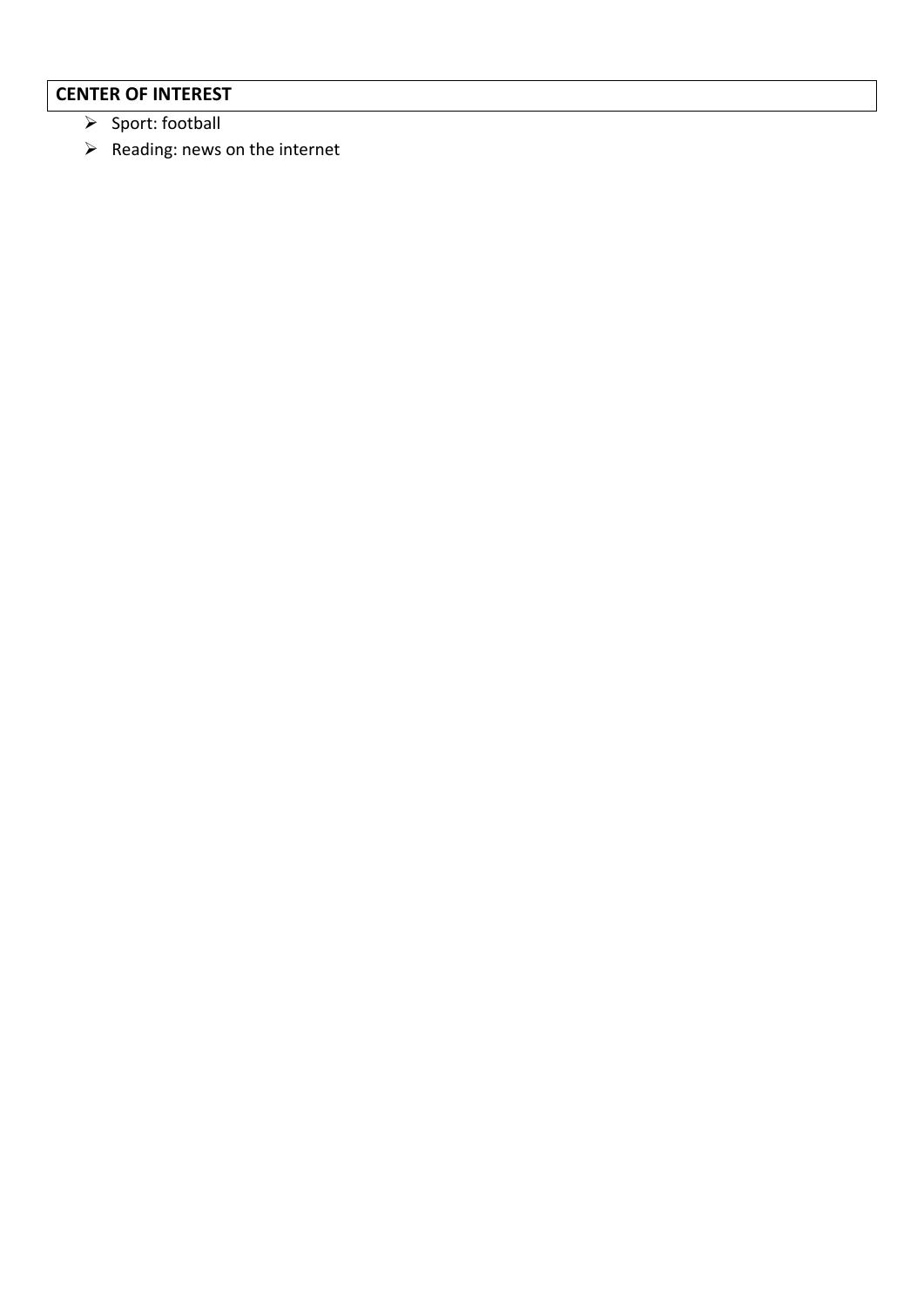## CENTER OF INTEREST

- Sport: football
- Reading: news on the internet